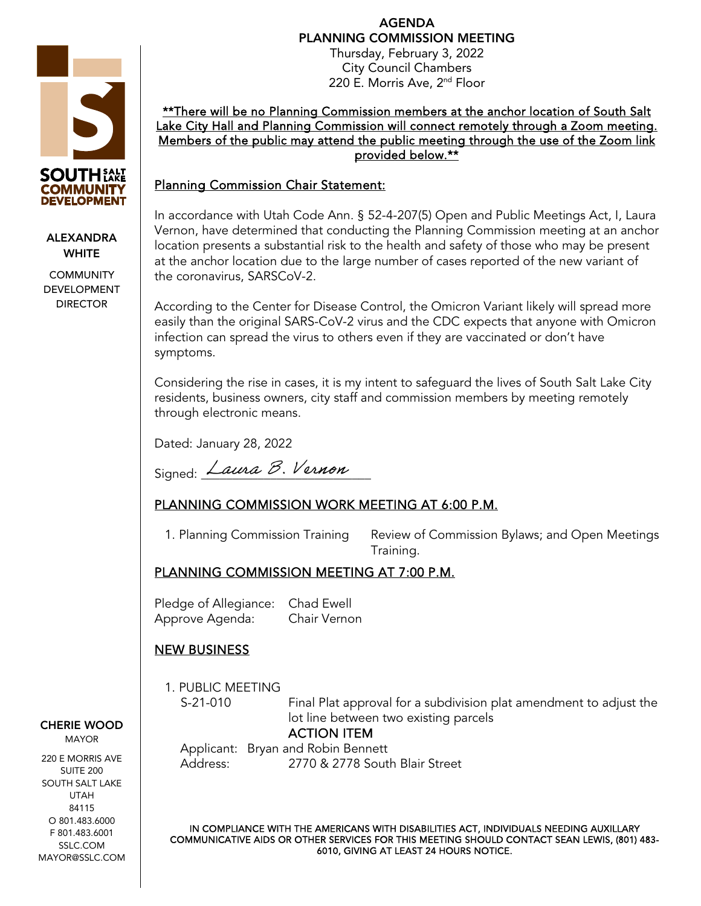SOUTH SALT LAKE COMMUNITY DEVELOPMENT

**ALEXANDRA WHITE**
COMMUNITY DEVELOPMENT DIRECTOR

# AGENDA
## PLANNING COMMISSION MEETING

Thursday, February 3, 2022
City Council Chambers
220 E. Morris Ave, 2nd Floor

**\*\*There will be no Planning Commission members at the anchor location of South Salt Lake City Hall and Planning Commission will connect remotely through a Zoom meeting. Members of the public may attend the public meeting through the use of the Zoom link provided below.\*\***

### Planning Commission Chair Statement:

In accordance with Utah Code Ann. § 52-4-207(5) Open and Public Meetings Act, I, Laura Vernon, have determined that conducting the Planning Commission meeting at an anchor location presents a substantial risk to the health and safety of those who may be present at the anchor location due to the large number of cases reported of the new variant of the coronavirus, SARSCoV-2.

According to the Center for Disease Control, the Omicron Variant likely will spread more easily than the original SARS-CoV-2 virus and the CDC expects that anyone with Omicron infection can spread the virus to others even if they are vaccinated or don't have symptoms.

Considering the rise in cases, it is my intent to safeguard the lives of South Salt Lake City residents, business owners, city staff and commission members by meeting remotely through electronic means.

Dated: January 28, 2022

Signed: *Laura B. Vernon*

### PLANNING COMMISSION WORK MEETING AT 6:00 P.M.

1. Planning Commission Training — Review of Commission Bylaws; and Open Meetings Training.

### PLANNING COMMISSION MEETING AT 7:00 P.M.

Pledge of Allegiance: Chad Ewell
Approve Agenda: Chair Vernon

### NEW BUSINESS

1. PUBLIC MEETING
   S-21-010 — Final Plat approval for a subdivision plat amendment to adjust the lot line between two existing parcels
   **ACTION ITEM**
   Applicant: Bryan and Robin Bennett
   Address: 2770 & 2778 South Blair Street

**CHERIE WOOD**
MAYOR

220 E MORRIS AVE
SUITE 200
SOUTH SALT LAKE
UTAH
84115
O 801.483.6000
F 801.483.6001
SSLC.COM
MAYOR@SSLC.COM

IN COMPLIANCE WITH THE AMERICANS WITH DISABILITIES ACT, INDIVIDUALS NEEDING AUXILLARY COMMUNICATIVE AIDS OR OTHER SERVICES FOR THIS MEETING SHOULD CONTACT SEAN LEWIS, (801) 483-6010, GIVING AT LEAST 24 HOURS NOTICE.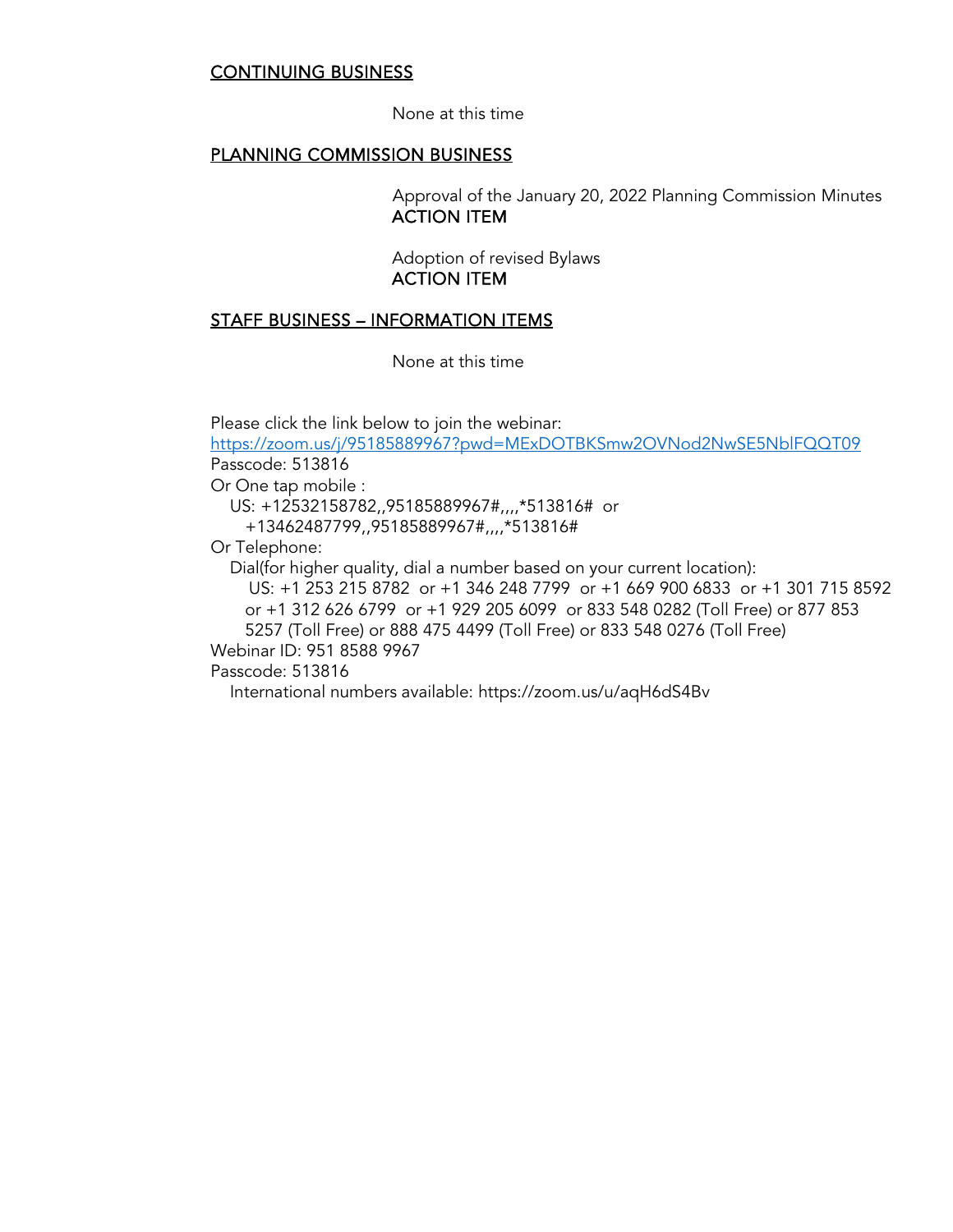## CONTINUING BUSINESS

None at this time

## PLANNING COMMISSION BUSINESS

Approval of the January 20, 2022 Planning Commission Minutes
**ACTION ITEM**

Adoption of revised Bylaws
**ACTION ITEM**

## STAFF BUSINESS – INFORMATION ITEMS

None at this time

Please click the link below to join the webinar:
https://zoom.us/j/95185889967?pwd=MExDOTBKSmw2OVNod2NwSE5NblFQQT09
Passcode: 513816
Or One tap mobile :
US: +12532158782,,95185889967#,,,,*513816# or
+13462487799,,95185889967#,,,,*513816#
Or Telephone:
Dial(for higher quality, dial a number based on your current location):
US: +1 253 215 8782 or +1 346 248 7799 or +1 669 900 6833 or +1 301 715 8592 or +1 312 626 6799 or +1 929 205 6099 or 833 548 0282 (Toll Free) or 877 853 5257 (Toll Free) or 888 475 4499 (Toll Free) or 833 548 0276 (Toll Free)
Webinar ID: 951 8588 9967
Passcode: 513816
International numbers available: https://zoom.us/u/aqH6dS4Bv